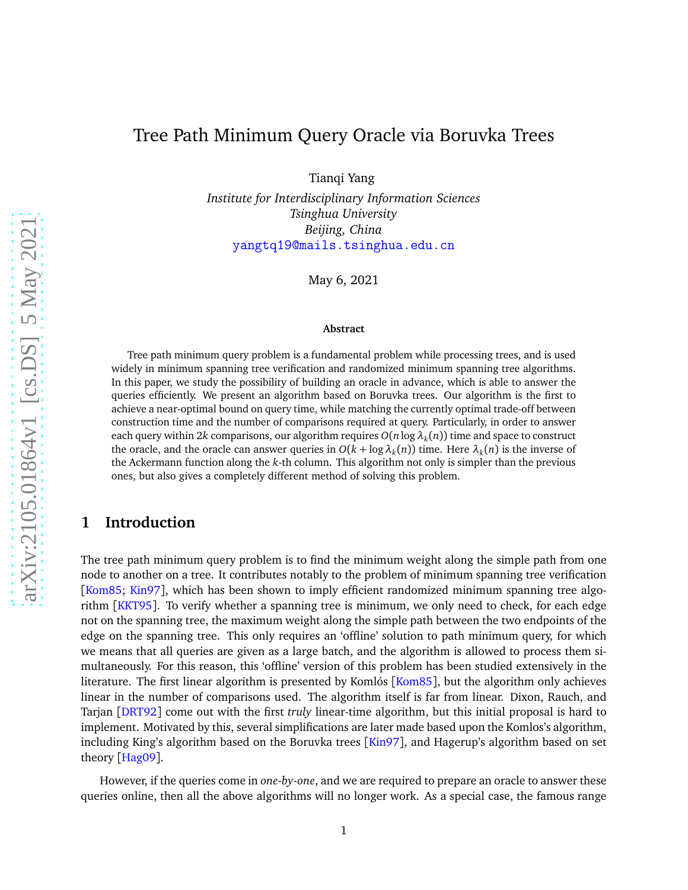# Tree Path Minimum Query Oracle via Boruvka Trees

Tianqi Yang

*Institute for Interdisciplinary Information Sciences*
*Tsinghua University*
*Beijing, China*
yangtq19@mails.tsinghua.edu.cn

May 6, 2021

**Abstract**

Tree path minimum query problem is a fundamental problem while processing trees, and is used widely in minimum spanning tree verification and randomized minimum spanning tree algorithms. In this paper, we study the possibility of building an oracle in advance, which is able to answer the queries efficiently. We present an algorithm based on Boruvka trees. Our algorithm is the first to achieve a near-optimal bound on query time, while matching the currently optimal trade-off between construction time and the number of comparisons required at query. Particularly, in order to answer each query within $2k$ comparisons, our algorithm requires $O(n \log \lambda_k(n))$ time and space to construct the oracle, and the oracle can answer queries in $O(k + \log \lambda_k(n))$ time. Here $\lambda_k(n)$ is the inverse of the Ackermann function along the $k$-th column. This algorithm not only is simpler than the previous ones, but also gives a completely different method of solving this problem.

## 1 Introduction

The tree path minimum query problem is to find the minimum weight along the simple path from one node to another on a tree. It contributes notably to the problem of minimum spanning tree verification [Kom85; Kin97], which has been shown to imply efficient randomized minimum spanning tree algorithm [KKT95]. To verify whether a spanning tree is minimum, we only need to check, for each edge not on the spanning tree, the maximum weight along the simple path between the two endpoints of the edge on the spanning tree. This only requires an 'offline' solution to path minimum query, for which we means that all queries are given as a large batch, and the algorithm is allowed to process them simultaneously. For this reason, this 'offline' version of this problem has been studied extensively in the literature. The first linear algorithm is presented by Komlós [Kom85], but the algorithm only achieves linear in the number of comparisons used. The algorithm itself is far from linear. Dixon, Rauch, and Tarjan [DRT92] come out with the first *truly* linear-time algorithm, but this initial proposal is hard to implement. Motivated by this, several simplifications are later made based upon the Komlos's algorithm, including King's algorithm based on the Boruvka trees [Kin97], and Hagerup's algorithm based on set theory [Hag09].

However, if the queries come in *one-by-one*, and we are required to prepare an oracle to answer these queries online, then all the above algorithms will no longer work. As a special case, the famous range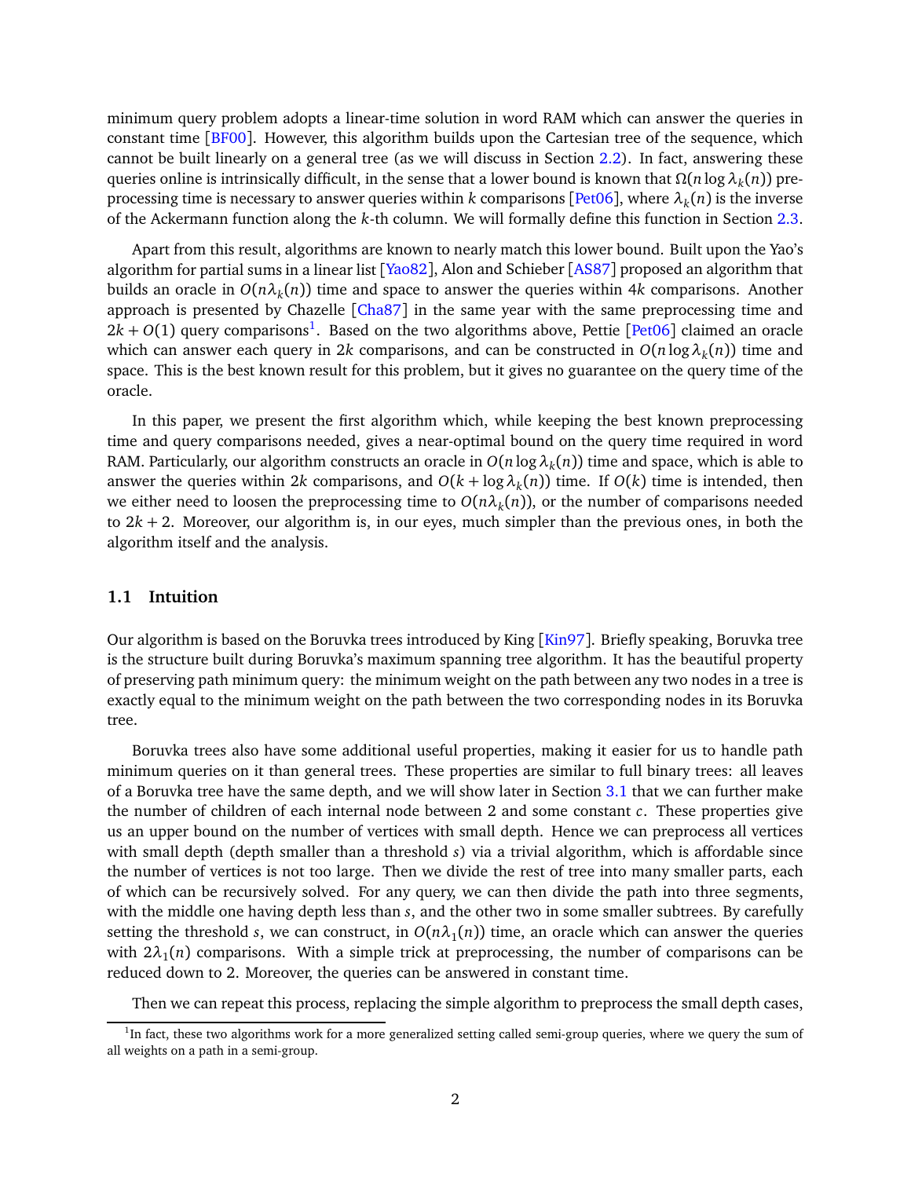minimum query problem adopts a linear-time solution in word RAM which can answer the queries in constant time [BF00]. However, this algorithm builds upon the Cartesian tree of the sequence, which cannot be built linearly on a general tree (as we will discuss in Section 2.2). In fact, answering these queries online is intrinsically difficult, in the sense that a lower bound is known that $\Omega(n \log \lambda_k(n))$ preprocessing time is necessary to answer queries within $k$ comparisons [Pet06], where $\lambda_k(n)$ is the inverse of the Ackermann function along the $k$-th column. We will formally define this function in Section 2.3.

Apart from this result, algorithms are known to nearly match this lower bound. Built upon the Yao's algorithm for partial sums in a linear list [Yao82], Alon and Schieber [AS87] proposed an algorithm that builds an oracle in $O(n\lambda_k(n))$ time and space to answer the queries within $4k$ comparisons. Another approach is presented by Chazelle [Cha87] in the same year with the same preprocessing time and $2k + O(1)$ query comparisons[1]. Based on the two algorithms above, Pettie [Pet06] claimed an oracle which can answer each query in $2k$ comparisons, and can be constructed in $O(n \log \lambda_k(n))$ time and space. This is the best known result for this problem, but it gives no guarantee on the query time of the oracle.

In this paper, we present the first algorithm which, while keeping the best known preprocessing time and query comparisons needed, gives a near-optimal bound on the query time required in word RAM. Particularly, our algorithm constructs an oracle in $O(n \log \lambda_k(n))$ time and space, which is able to answer the queries within $2k$ comparisons, and $O(k + \log \lambda_k(n))$ time. If $O(k)$ time is intended, then we either need to loosen the preprocessing time to $O(n\lambda_k(n))$, or the number of comparisons needed to $2k + 2$. Moreover, our algorithm is, in our eyes, much simpler than the previous ones, in both the algorithm itself and the analysis.

### 1.1 Intuition

Our algorithm is based on the Boruvka trees introduced by King [Kin97]. Briefly speaking, Boruvka tree is the structure built during Boruvka's maximum spanning tree algorithm. It has the beautiful property of preserving path minimum query: the minimum weight on the path between any two nodes in a tree is exactly equal to the minimum weight on the path between the two corresponding nodes in its Boruvka tree.

Boruvka trees also have some additional useful properties, making it easier for us to handle path minimum queries on it than general trees. These properties are similar to full binary trees: all leaves of a Boruvka tree have the same depth, and we will show later in Section 3.1 that we can further make the number of children of each internal node between 2 and some constant $c$. These properties give us an upper bound on the number of vertices with small depth. Hence we can preprocess all vertices with small depth (depth smaller than a threshold $s$) via a trivial algorithm, which is affordable since the number of vertices is not too large. Then we divide the rest of tree into many smaller parts, each of which can be recursively solved. For any query, we can then divide the path into three segments, with the middle one having depth less than $s$, and the other two in some smaller subtrees. By carefully setting the threshold $s$, we can construct, in $O(n\lambda_1(n))$ time, an oracle which can answer the queries with $2\lambda_1(n)$ comparisons. With a simple trick at preprocessing, the number of comparisons can be reduced down to 2. Moreover, the queries can be answered in constant time.

Then we can repeat this process, replacing the simple algorithm to preprocess the small depth cases,

[1] In fact, these two algorithms work for a more generalized setting called semi-group queries, where we query the sum of all weights on a path in a semi-group.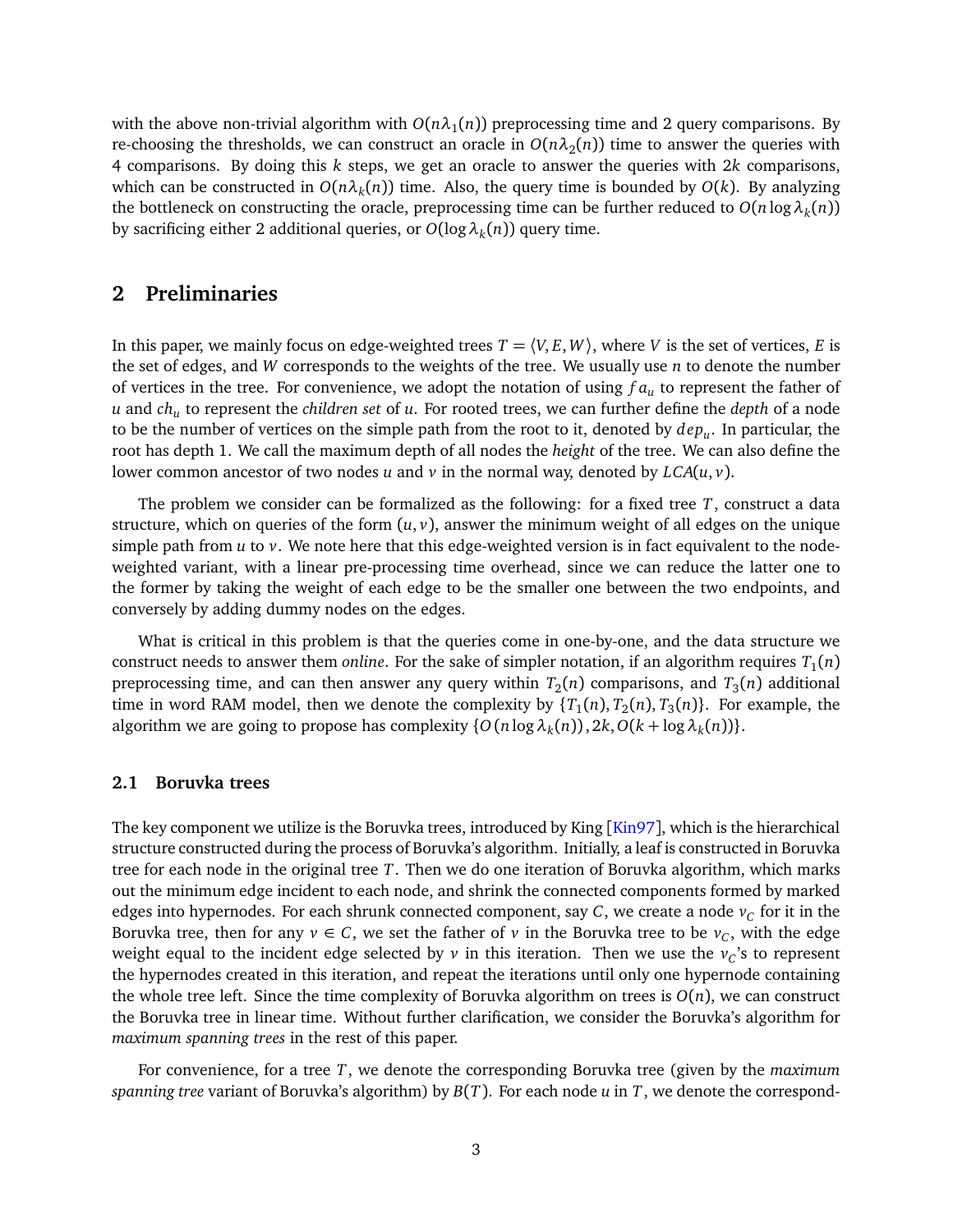with the above non-trivial algorithm with $O(n\lambda_1(n))$ preprocessing time and 2 query comparisons. By re-choosing the thresholds, we can construct an oracle in $O(n\lambda_2(n))$ time to answer the queries with 4 comparisons. By doing this $k$ steps, we get an oracle to answer the queries with $2k$ comparisons, which can be constructed in $O(n\lambda_k(n))$ time. Also, the query time is bounded by $O(k)$. By analyzing the bottleneck on constructing the oracle, preprocessing time can be further reduced to $O(n\log\lambda_k(n))$ by sacrificing either 2 additional queries, or $O(\log\lambda_k(n))$ query time.

## 2 Preliminaries

In this paper, we mainly focus on edge-weighted trees $T = \langle V, E, W\rangle$, where $V$ is the set of vertices, $E$ is the set of edges, and $W$ corresponds to the weights of the tree. We usually use $n$ to denote the number of vertices in the tree. For convenience, we adopt the notation of using $fa_u$ to represent the father of $u$ and $ch_u$ to represent the *children set* of $u$. For rooted trees, we can further define the *depth* of a node to be the number of vertices on the simple path from the root to it, denoted by $dep_u$. In particular, the root has depth 1. We call the maximum depth of all nodes the *height* of the tree. We can also define the lower common ancestor of two nodes $u$ and $v$ in the normal way, denoted by $LCA(u, v)$.

The problem we consider can be formalized as the following: for a fixed tree $T$, construct a data structure, which on queries of the form $(u, v)$, answer the minimum weight of all edges on the unique simple path from $u$ to $v$. We note here that this edge-weighted version is in fact equivalent to the node-weighted variant, with a linear pre-processing time overhead, since we can reduce the latter one to the former by taking the weight of each edge to be the smaller one between the two endpoints, and conversely by adding dummy nodes on the edges.

What is critical in this problem is that the queries come in one-by-one, and the data structure we construct needs to answer them *online*. For the sake of simpler notation, if an algorithm requires $T_1(n)$ preprocessing time, and can then answer any query within $T_2(n)$ comparisons, and $T_3(n)$ additional time in word RAM model, then we denote the complexity by $\{T_1(n), T_2(n), T_3(n)\}$. For example, the algorithm we are going to propose has complexity $\{O(n\log\lambda_k(n)), 2k, O(k + \log\lambda_k(n))\}$.

### 2.1 Boruvka trees

The key component we utilize is the Boruvka trees, introduced by King [Kin97], which is the hierarchical structure constructed during the process of Boruvka's algorithm. Initially, a leaf is constructed in Boruvka tree for each node in the original tree $T$. Then we do one iteration of Boruvka algorithm, which marks out the minimum edge incident to each node, and shrink the connected components formed by marked edges into hypernodes. For each shrunk connected component, say $C$, we create a node $v_C$ for it in the Boruvka tree, then for any $v \in C$, we set the father of $v$ in the Boruvka tree to be $v_C$, with the edge weight equal to the incident edge selected by $v$ in this iteration. Then we use the $v_C$'s to represent the hypernodes created in this iteration, and repeat the iterations until only one hypernode containing the whole tree left. Since the time complexity of Boruvka algorithm on trees is $O(n)$, we can construct the Boruvka tree in linear time. Without further clarification, we consider the Boruvka's algorithm for *maximum spanning trees* in the rest of this paper.

For convenience, for a tree $T$, we denote the corresponding Boruvka tree (given by the *maximum spanning tree* variant of Boruvka's algorithm) by $B(T)$. For each node $u$ in $T$, we denote the correspond-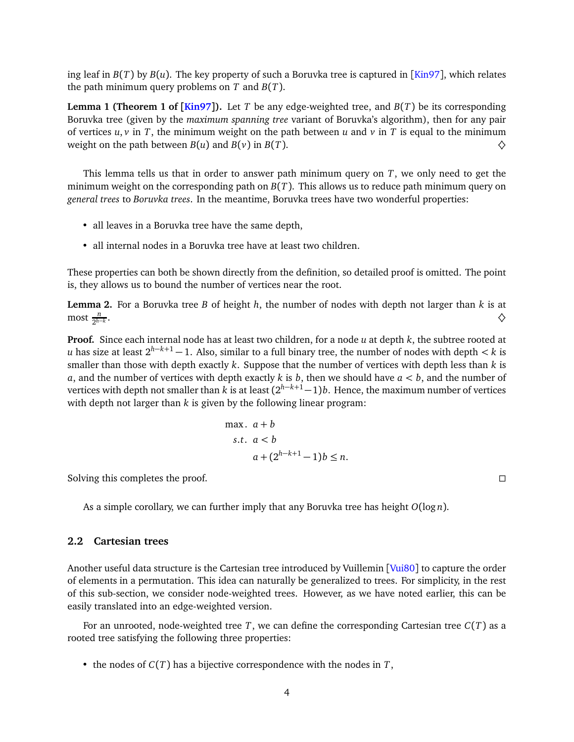ing leaf in $B(T)$ by $B(u)$. The key property of such a Boruvka tree is captured in [Kin97], which relates the path minimum query problems on $T$ and $B(T)$.

**Lemma 1 (Theorem 1 of [Kin97]).** Let $T$ be any edge-weighted tree, and $B(T)$ be its corresponding Boruvka tree (given by the *maximum spanning tree* variant of Boruvka's algorithm), then for any pair of vertices $u, v$ in $T$, the minimum weight on the path between $u$ and $v$ in $T$ is equal to the minimum weight on the path between $B(u)$ and $B(v)$ in $B(T)$. ♢

This lemma tells us that in order to answer path minimum query on $T$, we only need to get the minimum weight on the corresponding path on $B(T)$. This allows us to reduce path minimum query on *general trees* to *Boruvka trees*. In the meantime, Boruvka trees have two wonderful properties:

- all leaves in a Boruvka tree have the same depth,
- all internal nodes in a Boruvka tree have at least two children.

These properties can both be shown directly from the definition, so detailed proof is omitted. The point is, they allows us to bound the number of vertices near the root.

**Lemma 2.** For a Boruvka tree $B$ of height $h$, the number of nodes with depth not larger than $k$ is at most $\frac{n}{2^{h-k}}$. ♢

**Proof.** Since each internal node has at least two children, for a node $u$ at depth $k$, the subtree rooted at $u$ has size at least $2^{h-k+1}-1$. Also, similar to a full binary tree, the number of nodes with depth $< k$ is smaller than those with depth exactly $k$. Suppose that the number of vertices with depth less than $k$ is $a$, and the number of vertices with depth exactly $k$ is $b$, then we should have $a < b$, and the number of vertices with depth not smaller than $k$ is at least $(2^{h-k+1}-1)b$. Hence, the maximum number of vertices with depth not larger than $k$ is given by the following linear program:

$$
\begin{aligned}
\max.\ & a+b \\
s.t.\ & a < b \\
& a + (2^{h-k+1}-1)b \le n.
\end{aligned}
$$

Solving this completes the proof. □

As a simple corollary, we can further imply that any Boruvka tree has height $O(\log n)$.

## 2.2 Cartesian trees

Another useful data structure is the Cartesian tree introduced by Vuillemin [Vui80] to capture the order of elements in a permutation. This idea can naturally be generalized to trees. For simplicity, in the rest of this sub-section, we consider node-weighted trees. However, as we have noted earlier, this can be easily translated into an edge-weighted version.

For an unrooted, node-weighted tree $T$, we can define the corresponding Cartesian tree $C(T)$ as a rooted tree satisfying the following three properties:

- the nodes of $C(T)$ has a bijective correspondence with the nodes in $T$,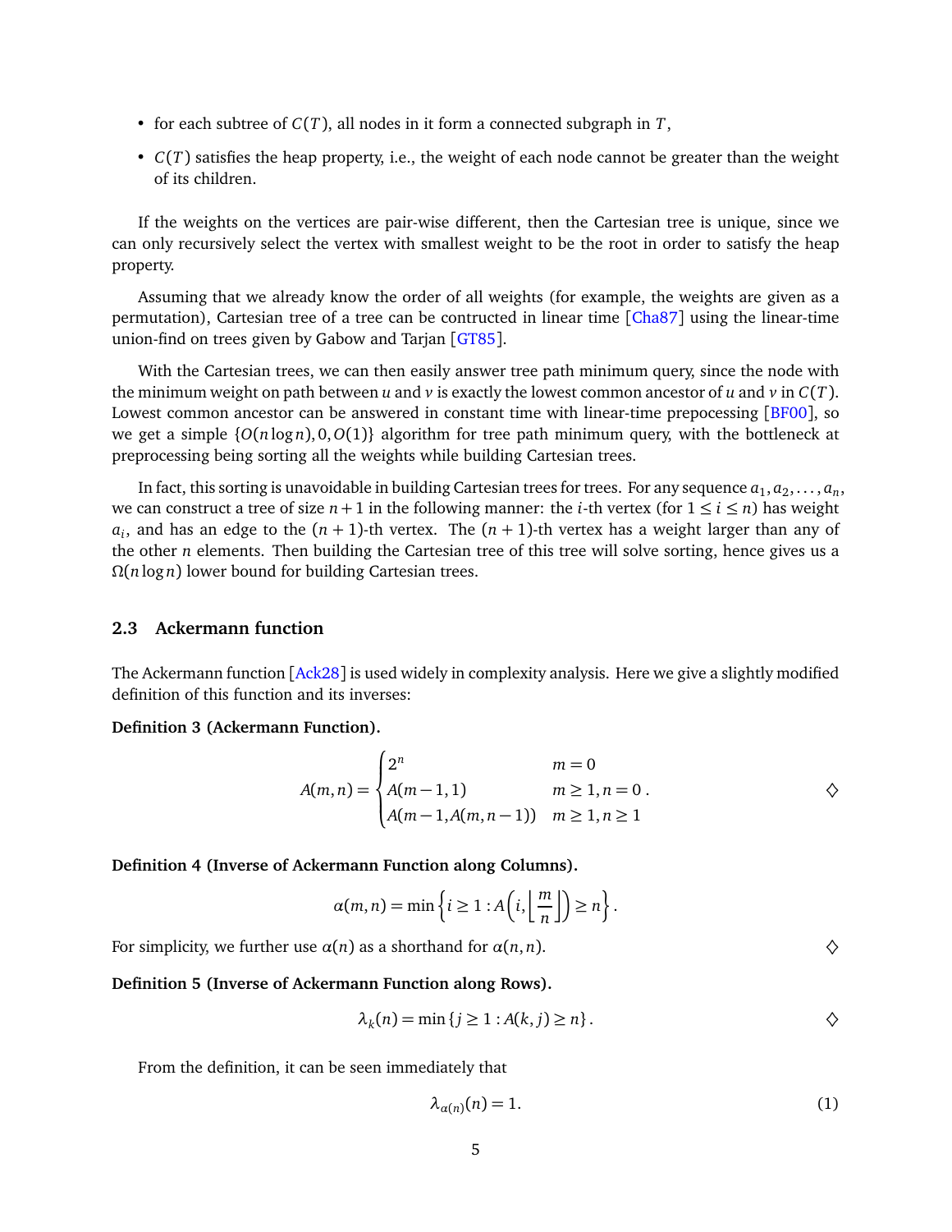- for each subtree of $C(T)$, all nodes in it form a connected subgraph in $T$,
- $C(T)$ satisfies the heap property, i.e., the weight of each node cannot be greater than the weight of its children.

If the weights on the vertices are pair-wise different, then the Cartesian tree is unique, since we can only recursively select the vertex with smallest weight to be the root in order to satisfy the heap property.

Assuming that we already know the order of all weights (for example, the weights are given as a permutation), Cartesian tree of a tree can be contructed in linear time [Cha87] using the linear-time union-find on trees given by Gabow and Tarjan [GT85].

With the Cartesian trees, we can then easily answer tree path minimum query, since the node with the minimum weight on path between $u$ and $v$ is exactly the lowest common ancestor of $u$ and $v$ in $C(T)$. Lowest common ancestor can be answered in constant time with linear-time prepocessing [BF00], so we get a simple $\{O(n \log n), 0, O(1)\}$ algorithm for tree path minimum query, with the bottleneck at preprocessing being sorting all the weights while building Cartesian trees.

In fact, this sorting is unavoidable in building Cartesian trees for trees. For any sequence $a_1, a_2, \ldots, a_n$, we can construct a tree of size $n+1$ in the following manner: the $i$-th vertex (for $1 \leq i \leq n$) has weight $a_i$, and has an edge to the $(n+1)$-th vertex. The $(n+1)$-th vertex has a weight larger than any of the other $n$ elements. Then building the Cartesian tree of this tree will solve sorting, hence gives us a $\Omega(n \log n)$ lower bound for building Cartesian trees.

### 2.3 Ackermann function

The Ackermann function [Ack28] is used widely in complexity analysis. Here we give a slightly modified definition of this function and its inverses:

**Definition 3 (Ackermann Function).**

$$A(m,n) = \begin{cases} 2^n & m = 0 \\ A(m-1,1) & m \geq 1, n = 0 \\ A(m-1, A(m,n-1)) & m \geq 1, n \geq 1 \end{cases}. \qquad \diamondsuit$$

**Definition 4 (Inverse of Ackermann Function along Columns).**

$$\alpha(m,n) = \min\left\{ i \geq 1 : A\left(i, \left\lfloor \frac{m}{n} \right\rfloor\right) \geq n \right\}.$$

For simplicity, we further use $\alpha(n)$ as a shorthand for $\alpha(n,n)$. $\diamondsuit$

**Definition 5 (Inverse of Ackermann Function along Rows).**

$$\lambda_k(n) = \min\{ j \geq 1 : A(k,j) \geq n \}. \qquad \diamondsuit$$

From the definition, it can be seen immediately that

$$\lambda_{\alpha(n)}(n) = 1. \tag{1}$$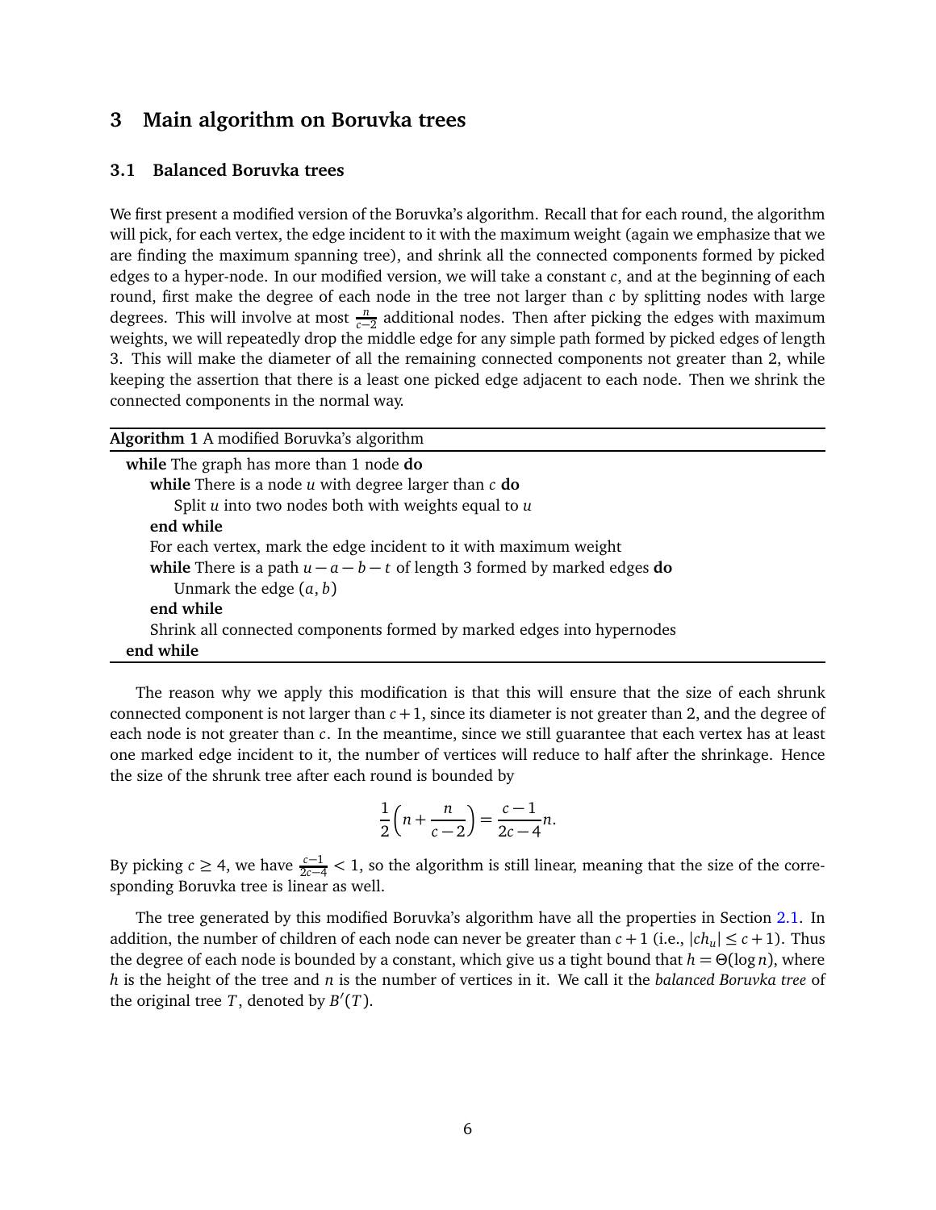## 3 Main algorithm on Boruvka trees

### 3.1 Balanced Boruvka trees

We first present a modified version of the Boruvka's algorithm. Recall that for each round, the algorithm will pick, for each vertex, the edge incident to it with the maximum weight (again we emphasize that we are finding the maximum spanning tree), and shrink all the connected components formed by picked edges to a hyper-node. In our modified version, we will take a constant $c$, and at the beginning of each round, first make the degree of each node in the tree not larger than $c$ by splitting nodes with large degrees. This will involve at most $\frac{n}{c-2}$ additional nodes. Then after picking the edges with maximum weights, we will repeatedly drop the middle edge for any simple path formed by picked edges of length 3. This will make the diameter of all the remaining connected components not greater than 2, while keeping the assertion that there is a least one picked edge adjacent to each node. Then we shrink the connected components in the normal way.

**Algorithm 1** A modified Boruvka's algorithm

```
while The graph has more than 1 node do
    while There is a node u with degree larger than c do
        Split u into two nodes both with weights equal to u
    end while
    For each vertex, mark the edge incident to it with maximum weight
    while There is a path u − a − b − t of length 3 formed by marked edges do
        Unmark the edge (a, b)
    end while
    Shrink all connected components formed by marked edges into hypernodes
end while
```

The reason why we apply this modification is that this will ensure that the size of each shrunk connected component is not larger than $c+1$, since its diameter is not greater than 2, and the degree of each node is not greater than $c$. In the meantime, since we still guarantee that each vertex has at least one marked edge incident to it, the number of vertices will reduce to half after the shrinkage. Hence the size of the shrunk tree after each round is bounded by

$$\frac{1}{2}\left(n + \frac{n}{c-2}\right) = \frac{c-1}{2c-4}n.$$

By picking $c \geq 4$, we have $\frac{c-1}{2c-4} < 1$, so the algorithm is still linear, meaning that the size of the corresponding Boruvka tree is linear as well.

The tree generated by this modified Boruvka's algorithm have all the properties in Section 2.1. In addition, the number of children of each node can never be greater than $c+1$ (i.e., $|ch_u| \leq c+1$). Thus the degree of each node is bounded by a constant, which give us a tight bound that $h = \Theta(\log n)$, where $h$ is the height of the tree and $n$ is the number of vertices in it. We call it the *balanced Boruvka tree* of the original tree $T$, denoted by $B'(T)$.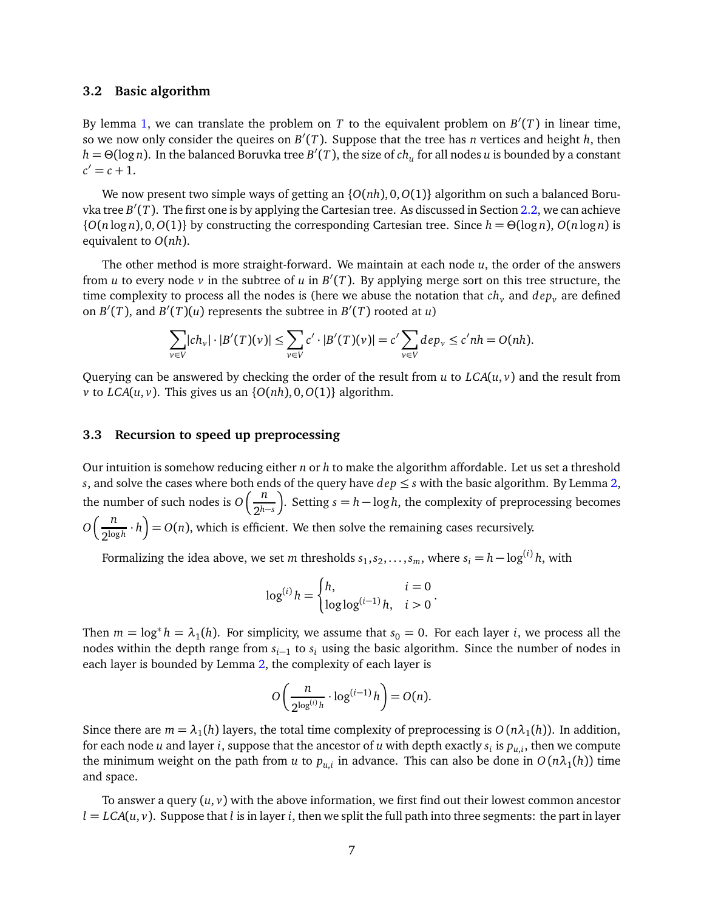### 3.2 Basic algorithm

By lemma 1, we can translate the problem on $T$ to the equivalent problem on $B'(T)$ in linear time, so we now only consider the queires on $B'(T)$. Suppose that the tree has $n$ vertices and height $h$, then $h = \Theta(\log n)$. In the balanced Boruvka tree $B'(T)$, the size of $ch_u$ for all nodes $u$ is bounded by a constant $c' = c + 1$.

We now present two simple ways of getting an $\{O(nh), 0, O(1)\}$ algorithm on such a balanced Boruvka tree $B'(T)$. The first one is by applying the Cartesian tree. As discussed in Section 2.2, we can achieve $\{O(n \log n), 0, O(1)\}$ by constructing the corresponding Cartesian tree. Since $h = \Theta(\log n)$, $O(n \log n)$ is equivalent to $O(nh)$.

The other method is more straight-forward. We maintain at each node $u$, the order of the answers from $u$ to every node $v$ in the subtree of $u$ in $B'(T)$. By applying merge sort on this tree structure, the time complexity to process all the nodes is (here we abuse the notation that $ch_v$ and $dep_v$ are defined on $B'(T)$, and $B'(T)(u)$ represents the subtree in $B'(T)$ rooted at $u$)

$$\sum_{v \in V} |ch_v| \cdot |B'(T)(v)| \le \sum_{v \in V} c' \cdot |B'(T)(v)| = c' \sum_{v \in V} dep_v \le c' nh = O(nh).$$

Querying can be answered by checking the order of the result from $u$ to $LCA(u, v)$ and the result from $v$ to $LCA(u, v)$. This gives us an $\{O(nh), 0, O(1)\}$ algorithm.

### 3.3 Recursion to speed up preprocessing

Our intuition is somehow reducing either $n$ or $h$ to make the algorithm affordable. Let us set a threshold $s$, and solve the cases where both ends of the query have $dep \le s$ with the basic algorithm. By Lemma 2, the number of such nodes is $O\left(\frac{n}{2^{h-s}}\right)$. Setting $s = h - \log h$, the complexity of preprocessing becomes $O\left(\frac{n}{2^{\log h}} \cdot h\right) = O(n)$, which is efficient. We then solve the remaining cases recursively.

Formalizing the idea above, we set $m$ thresholds $s_1, s_2, \dots, s_m$, where $s_i = h - \log^{(i)} h$, with

$$\log^{(i)} h = \begin{cases} h, & i = 0 \\ \log \log^{(i-1)} h, & i > 0 \end{cases}.$$

Then $m = \log^* h = \lambda_1(h)$. For simplicity, we assume that $s_0 = 0$. For each layer $i$, we process all the nodes within the depth range from $s_{i-1}$ to $s_i$ using the basic algorithm. Since the number of nodes in each layer is bounded by Lemma 2, the complexity of each layer is

$$O\left(\frac{n}{2^{\log^{(i)} h}} \cdot \log^{(i-1)} h\right) = O(n).$$

Since there are $m = \lambda_1(h)$ layers, the total time complexity of preprocessing is $O(n\lambda_1(h))$. In addition, for each node $u$ and layer $i$, suppose that the ancestor of $u$ with depth exactly $s_i$ is $p_{u,i}$, then we compute the minimum weight on the path from $u$ to $p_{u,i}$ in advance. This can also be done in $O(n\lambda_1(h))$ time and space.

To answer a query $(u, v)$ with the above information, we first find out their lowest common ancestor $l = LCA(u, v)$. Suppose that $l$ is in layer $i$, then we split the full path into three segments: the part in layer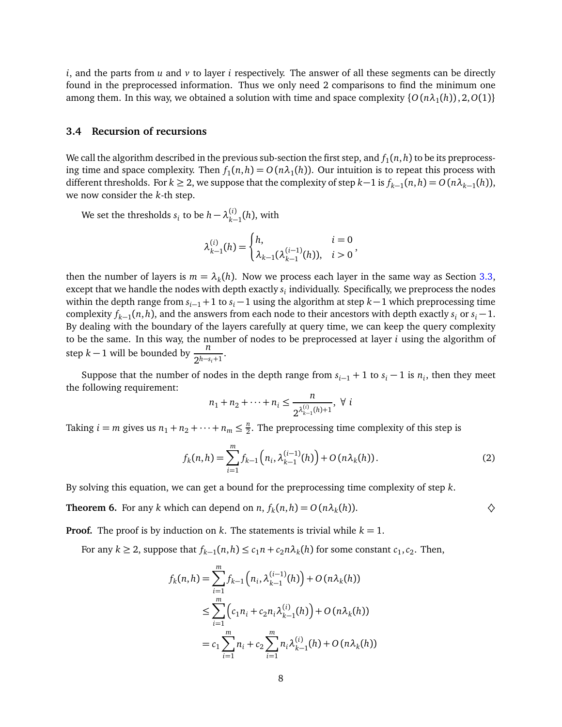$i$, and the parts from $u$ and $v$ to layer $i$ respectively. The answer of all these segments can be directly found in the preprocessed information. Thus we only need 2 comparisons to find the minimum one among them. In this way, we obtained a solution with time and space complexity $\{O(n\lambda_1(h)), 2, O(1)\}$

### 3.4 Recursion of recursions

We call the algorithm described in the previous sub-section the first step, and $f_1(n,h)$ to be its preprocessing time and space complexity. Then $f_1(n,h) = O(n\lambda_1(h))$. Our intuition is to repeat this process with different thresholds. For $k \geq 2$, we suppose that the complexity of step $k-1$ is $f_{k-1}(n,h) = O(n\lambda_{k-1}(h))$, we now consider the $k$-th step.

We set the thresholds $s_i$ to be $h - \lambda_{k-1}^{(i)}(h)$, with

$$\lambda_{k-1}^{(i)}(h) = \begin{cases} h, & i = 0 \\ \lambda_{k-1}(\lambda_{k-1}^{(i-1)}(h)), & i > 0 \end{cases},$$

then the number of layers is $m = \lambda_k(h)$. Now we process each layer in the same way as Section 3.3, except that we handle the nodes with depth exactly $s_i$ individually. Specifically, we preprocess the nodes within the depth range from $s_{i-1}+1$ to $s_i - 1$ using the algorithm at step $k-1$ which preprocessing time complexity $f_{k-1}(n,h)$, and the answers from each node to their ancestors with depth exactly $s_i$ or $s_i - 1$. By dealing with the boundary of the layers carefully at query time, we can keep the query complexity to be the same. In this way, the number of nodes to be preprocessed at layer $i$ using the algorithm of step $k-1$ will be bounded by $\frac{n}{2^{h-s_i+1}}$.

Suppose that the number of nodes in the depth range from $s_{i-1}+1$ to $s_i - 1$ is $n_i$, then they meet the following requirement:

$$n_1 + n_2 + \cdots + n_i \leq \frac{n}{2^{\lambda_{k-1}^{(i)}(h)+1}}, \ \forall \ i$$

Taking $i = m$ gives us $n_1 + n_2 + \cdots + n_m \leq \frac{n}{2}$. The preprocessing time complexity of this step is

$$f_k(n,h) = \sum_{i=1}^{m} f_{k-1}\left(n_i, \lambda_{k-1}^{(i-1)}(h)\right) + O(n\lambda_k(h)). \tag{2}$$

By solving this equation, we can get a bound for the preprocessing time complexity of step $k$.

**Theorem 6.** For any $k$ which can depend on $n$, $f_k(n,h) = O(n\lambda_k(h))$. $\diamond$

**Proof.** The proof is by induction on $k$. The statements is trivial while $k = 1$.

For any $k \geq 2$, suppose that $f_{k-1}(n,h) \leq c_1 n + c_2 n\lambda_k(h)$ for some constant $c_1, c_2$. Then,

$$\begin{aligned} f_k(n,h) &= \sum_{i=1}^{m} f_{k-1}\left(n_i, \lambda_{k-1}^{(i-1)}(h)\right) + O(n\lambda_k(h)) \\ &\leq \sum_{i=1}^{m} \left(c_1 n_i + c_2 n_i \lambda_{k-1}^{(i)}(h)\right) + O(n\lambda_k(h)) \\ &= c_1 \sum_{i=1}^{m} n_i + c_2 \sum_{i=1}^{m} n_i \lambda_{k-1}^{(i)}(h) + O(n\lambda_k(h)) \end{aligned}$$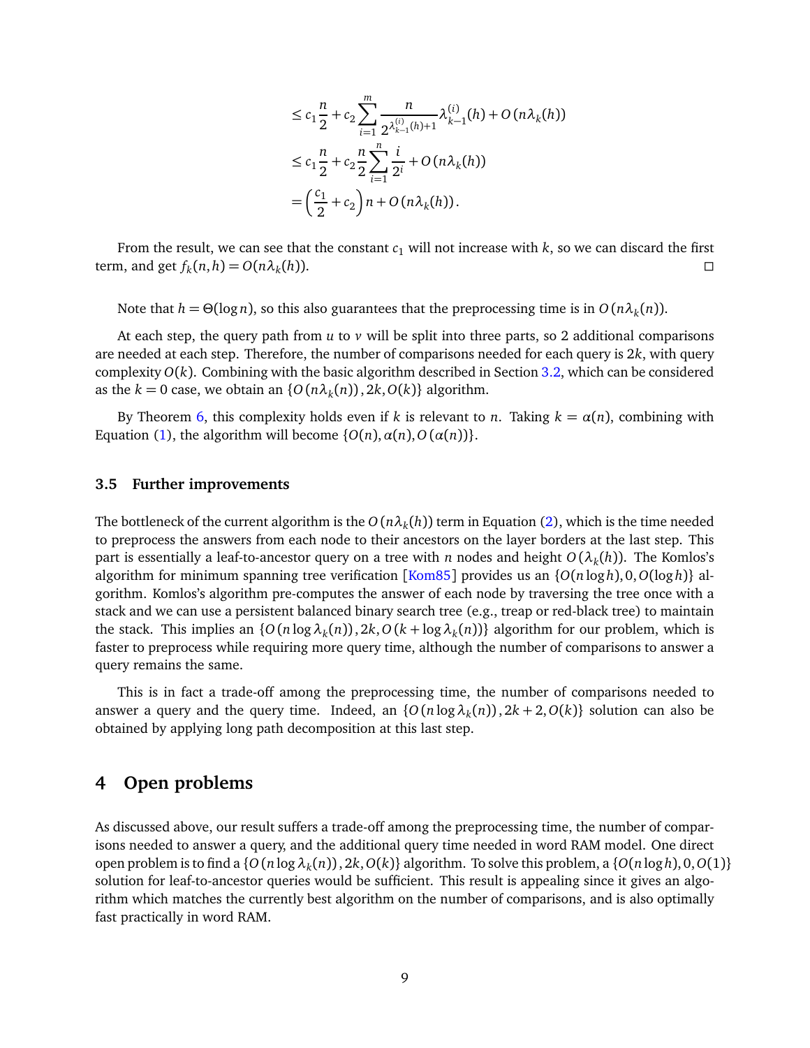$$
\begin{aligned}
&\leq c_1 \frac{n}{2} + c_2 \sum_{i=1}^{m} \frac{n}{2^{\lambda_{k-1}^{(i)}(h)+1}} \lambda_{k-1}^{(i)}(h) + O\left(n\lambda_k(h)\right) \\
&\leq c_1 \frac{n}{2} + c_2 \frac{n}{2} \sum_{i=1}^{n} \frac{i}{2^i} + O\left(n\lambda_k(h)\right) \\
&= \left(\frac{c_1}{2} + c_2\right) n + O\left(n\lambda_k(h)\right).
\end{aligned}
$$

From the result, we can see that the constant $c_1$ will not increase with $k$, so we can discard the first term, and get $f_k(n,h) = O(n\lambda_k(h))$. □

Note that $h = \Theta(\log n)$, so this also guarantees that the preprocessing time is in $O\left(n\lambda_k(n)\right)$.

At each step, the query path from $u$ to $v$ will be split into three parts, so 2 additional comparisons are needed at each step. Therefore, the number of comparisons needed for each query is $2k$, with query complexity $O(k)$. Combining with the basic algorithm described in Section 3.2, which can be considered as the $k = 0$ case, we obtain an $\{O\left(n\lambda_k(n)\right), 2k, O(k)\}$ algorithm.

By Theorem 6, this complexity holds even if $k$ is relevant to $n$. Taking $k = \alpha(n)$, combining with Equation (1), the algorithm will become $\{O(n), \alpha(n), O\left(\alpha(n)\right)\}$.

### 3.5 Further improvements

The bottleneck of the current algorithm is the $O\left(n\lambda_k(h)\right)$ term in Equation (2), which is the time needed to preprocess the answers from each node to their ancestors on the layer borders at the last step. This part is essentially a leaf-to-ancestor query on a tree with $n$ nodes and height $O\left(\lambda_k(h)\right)$. The Komlos's algorithm for minimum spanning tree verification [Kom85] provides us an $\{O(n\log h), 0, O(\log h)\}$ algorithm. Komlos's algorithm pre-computes the answer of each node by traversing the tree once with a stack and we can use a persistent balanced binary search tree (e.g., treap or red-black tree) to maintain the stack. This implies an $\{O\left(n\log\lambda_k(n)\right), 2k, O\left(k + \log\lambda_k(n)\right)\}$ algorithm for our problem, which is faster to preprocess while requiring more query time, although the number of comparisons to answer a query remains the same.

This is in fact a trade-off among the preprocessing time, the number of comparisons needed to answer a query and the query time. Indeed, an $\{O\left(n\log\lambda_k(n)\right), 2k+2, O(k)\}$ solution can also be obtained by applying long path decomposition at this last step.

## 4 Open problems

As discussed above, our result suffers a trade-off among the preprocessing time, the number of comparisons needed to answer a query, and the additional query time needed in word RAM model. One direct open problem is to find a $\{O\left(n\log\lambda_k(n)\right), 2k, O(k)\}$ algorithm. To solve this problem, a $\{O(n\log h), 0, O(1)\}$ solution for leaf-to-ancestor queries would be sufficient. This result is appealing since it gives an algorithm which matches the currently best algorithm on the number of comparisons, and is also optimally fast practically in word RAM.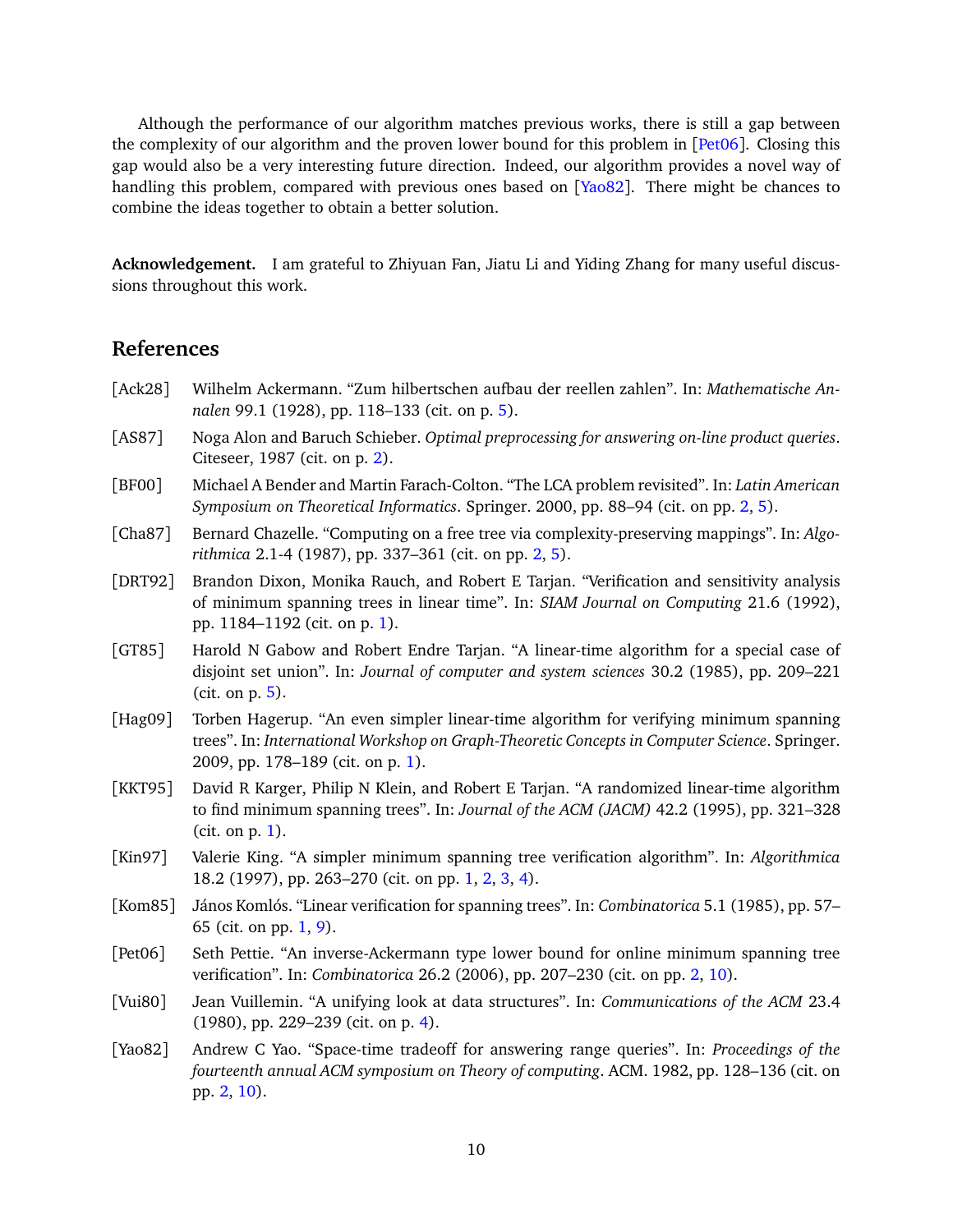Although the performance of our algorithm matches previous works, there is still a gap between the complexity of our algorithm and the proven lower bound for this problem in [Pet06]. Closing this gap would also be a very interesting future direction. Indeed, our algorithm provides a novel way of handling this problem, compared with previous ones based on [Yao82]. There might be chances to combine the ideas together to obtain a better solution.

**Acknowledgement.** I am grateful to Zhiyuan Fan, Jiatu Li and Yiding Zhang for many useful discussions throughout this work.

## References

[Ack28] Wilhelm Ackermann. "Zum hilbertschen aufbau der reellen zahlen". In: *Mathematische Annalen* 99.1 (1928), pp. 118–133 (cit. on p. 5).

[AS87] Noga Alon and Baruch Schieber. *Optimal preprocessing for answering on-line product queries*. Citeseer, 1987 (cit. on p. 2).

[BF00] Michael A Bender and Martin Farach-Colton. "The LCA problem revisited". In: *Latin American Symposium on Theoretical Informatics*. Springer. 2000, pp. 88–94 (cit. on pp. 2, 5).

[Cha87] Bernard Chazelle. "Computing on a free tree via complexity-preserving mappings". In: *Algorithmica* 2.1-4 (1987), pp. 337–361 (cit. on pp. 2, 5).

[DRT92] Brandon Dixon, Monika Rauch, and Robert E Tarjan. "Verification and sensitivity analysis of minimum spanning trees in linear time". In: *SIAM Journal on Computing* 21.6 (1992), pp. 1184–1192 (cit. on p. 1).

[GT85] Harold N Gabow and Robert Endre Tarjan. "A linear-time algorithm for a special case of disjoint set union". In: *Journal of computer and system sciences* 30.2 (1985), pp. 209–221 (cit. on p. 5).

[Hag09] Torben Hagerup. "An even simpler linear-time algorithm for verifying minimum spanning trees". In: *International Workshop on Graph-Theoretic Concepts in Computer Science*. Springer. 2009, pp. 178–189 (cit. on p. 1).

[KKT95] David R Karger, Philip N Klein, and Robert E Tarjan. "A randomized linear-time algorithm to find minimum spanning trees". In: *Journal of the ACM (JACM)* 42.2 (1995), pp. 321–328 (cit. on p. 1).

[Kin97] Valerie King. "A simpler minimum spanning tree verification algorithm". In: *Algorithmica* 18.2 (1997), pp. 263–270 (cit. on pp. 1, 2, 3, 4).

[Kom85] János Komlós. "Linear verification for spanning trees". In: *Combinatorica* 5.1 (1985), pp. 57–65 (cit. on pp. 1, 9).

[Pet06] Seth Pettie. "An inverse-Ackermann type lower bound for online minimum spanning tree verification". In: *Combinatorica* 26.2 (2006), pp. 207–230 (cit. on pp. 2, 10).

[Vui80] Jean Vuillemin. "A unifying look at data structures". In: *Communications of the ACM* 23.4 (1980), pp. 229–239 (cit. on p. 4).

[Yao82] Andrew C Yao. "Space-time tradeoff for answering range queries". In: *Proceedings of the fourteenth annual ACM symposium on Theory of computing*. ACM. 1982, pp. 128–136 (cit. on pp. 2, 10).